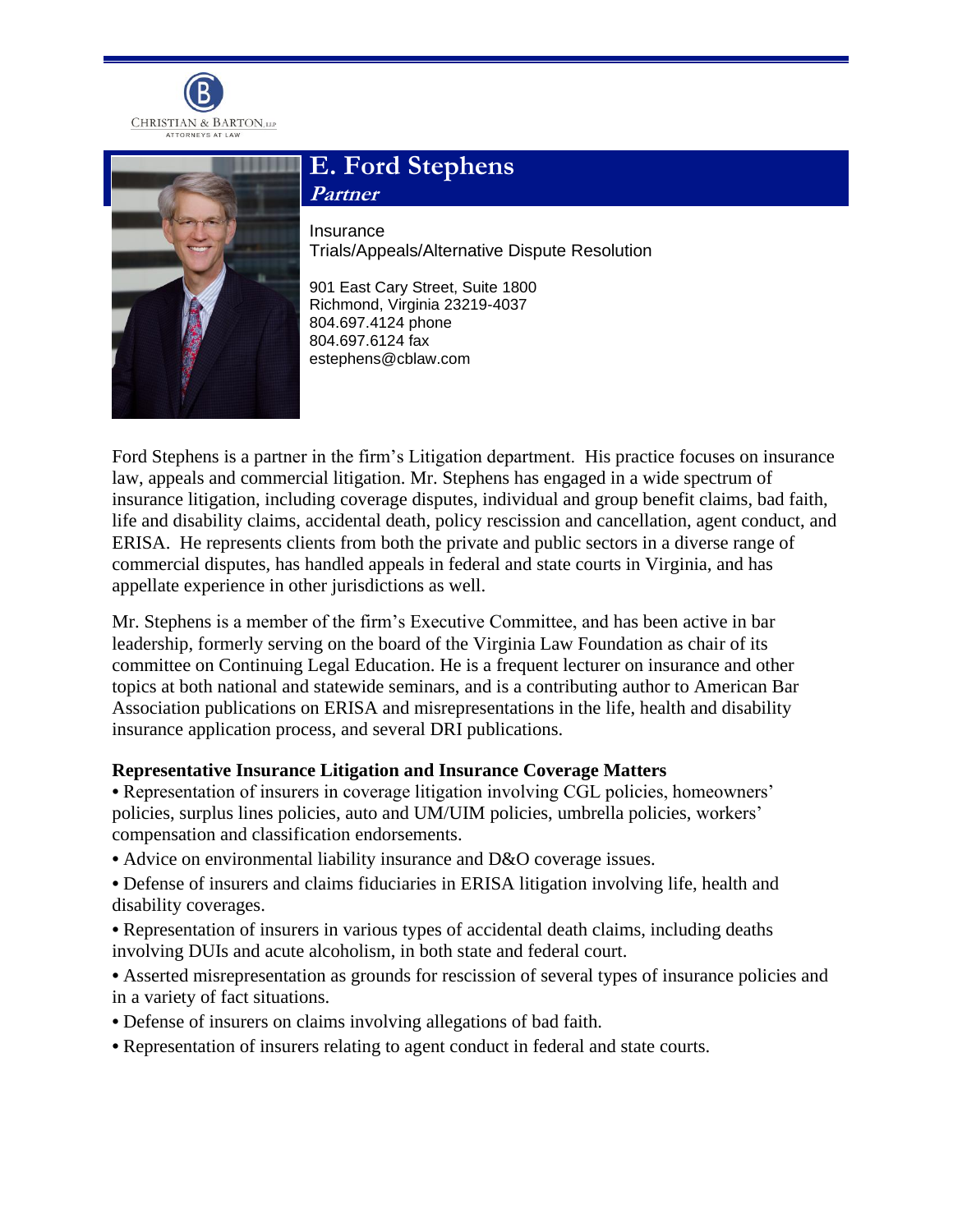CHRISTIAN & BARTON, LLP
ATTORNEYS AT LAW

# E. Ford Stephens

***Partner***

Insurance
Trials/Appeals/Alternative Dispute Resolution

901 East Cary Street, Suite 1800
Richmond, Virginia 23219-4037
804.697.4124 phone
804.697.6124 fax
estephens@cblaw.com

Ford Stephens is a partner in the firm's Litigation department. His practice focuses on insurance law, appeals and commercial litigation. Mr. Stephens has engaged in a wide spectrum of insurance litigation, including coverage disputes, individual and group benefit claims, bad faith, life and disability claims, accidental death, policy rescission and cancellation, agent conduct, and ERISA. He represents clients from both the private and public sectors in a diverse range of commercial disputes, has handled appeals in federal and state courts in Virginia, and has appellate experience in other jurisdictions as well.

Mr. Stephens is a member of the firm's Executive Committee, and has been active in bar leadership, formerly serving on the board of the Virginia Law Foundation as chair of its committee on Continuing Legal Education. He is a frequent lecturer on insurance and other topics at both national and statewide seminars, and is a contributing author to American Bar Association publications on ERISA and misrepresentations in the life, health and disability insurance application process, and several DRI publications.

**Representative Insurance Litigation and Insurance Coverage Matters**

- Representation of insurers in coverage litigation involving CGL policies, homeowners' policies, surplus lines policies, auto and UM/UIM policies, umbrella policies, workers' compensation and classification endorsements.
- Advice on environmental liability insurance and D&O coverage issues.
- Defense of insurers and claims fiduciaries in ERISA litigation involving life, health and disability coverages.
- Representation of insurers in various types of accidental death claims, including deaths involving DUIs and acute alcoholism, in both state and federal court.
- Asserted misrepresentation as grounds for rescission of several types of insurance policies and in a variety of fact situations.
- Defense of insurers on claims involving allegations of bad faith.
- Representation of insurers relating to agent conduct in federal and state courts.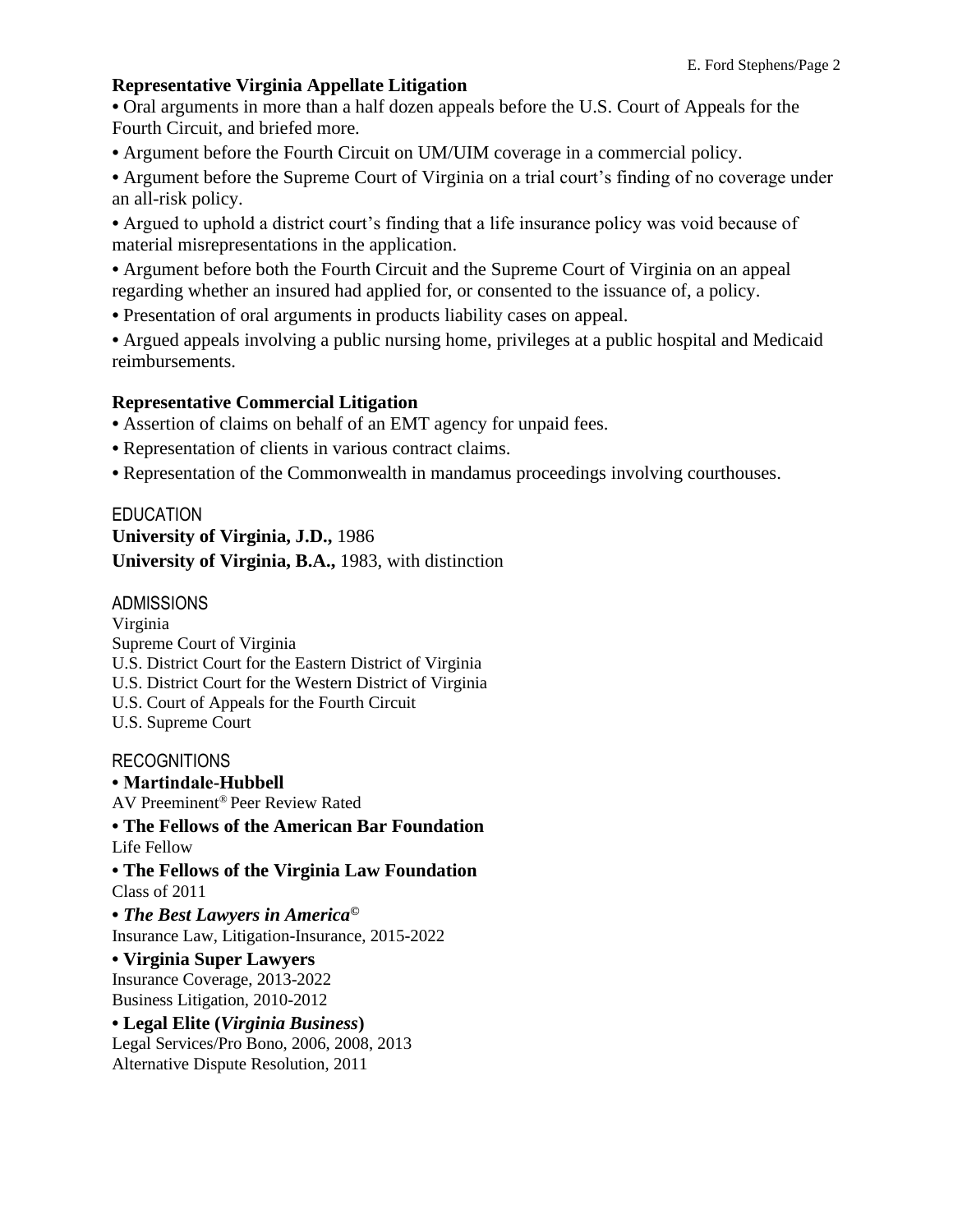### Representative Virginia Appellate Litigation

- Oral arguments in more than a half dozen appeals before the U.S. Court of Appeals for the Fourth Circuit, and briefed more.
- Argument before the Fourth Circuit on UM/UIM coverage in a commercial policy.
- Argument before the Supreme Court of Virginia on a trial court's finding of no coverage under an all-risk policy.
- Argued to uphold a district court's finding that a life insurance policy was void because of material misrepresentations in the application.
- Argument before both the Fourth Circuit and the Supreme Court of Virginia on an appeal regarding whether an insured had applied for, or consented to the issuance of, a policy.
- Presentation of oral arguments in products liability cases on appeal.
- Argued appeals involving a public nursing home, privileges at a public hospital and Medicaid reimbursements.

### Representative Commercial Litigation

- Assertion of claims on behalf of an EMT agency for unpaid fees.
- Representation of clients in various contract claims.
- Representation of the Commonwealth in mandamus proceedings involving courthouses.

## EDUCATION

**University of Virginia, J.D.,** 1986

**University of Virginia, B.A.,** 1983, with distinction

## ADMISSIONS

Virginia
Supreme Court of Virginia
U.S. District Court for the Eastern District of Virginia
U.S. District Court for the Western District of Virginia
U.S. Court of Appeals for the Fourth Circuit
U.S. Supreme Court

## RECOGNITIONS

- **Martindale-Hubbell**
  AV Preeminent® Peer Review Rated
- **The Fellows of the American Bar Foundation**
  Life Fellow
- **The Fellows of the Virginia Law Foundation**
  Class of 2011
- ***The Best Lawyers in America***©
  Insurance Law, Litigation-Insurance, 2015-2022
- **Virginia Super Lawyers**
  Insurance Coverage, 2013-2022
  Business Litigation, 2010-2012
- **Legal Elite (*Virginia Business*)**
  Legal Services/Pro Bono, 2006, 2008, 2013
  Alternative Dispute Resolution, 2011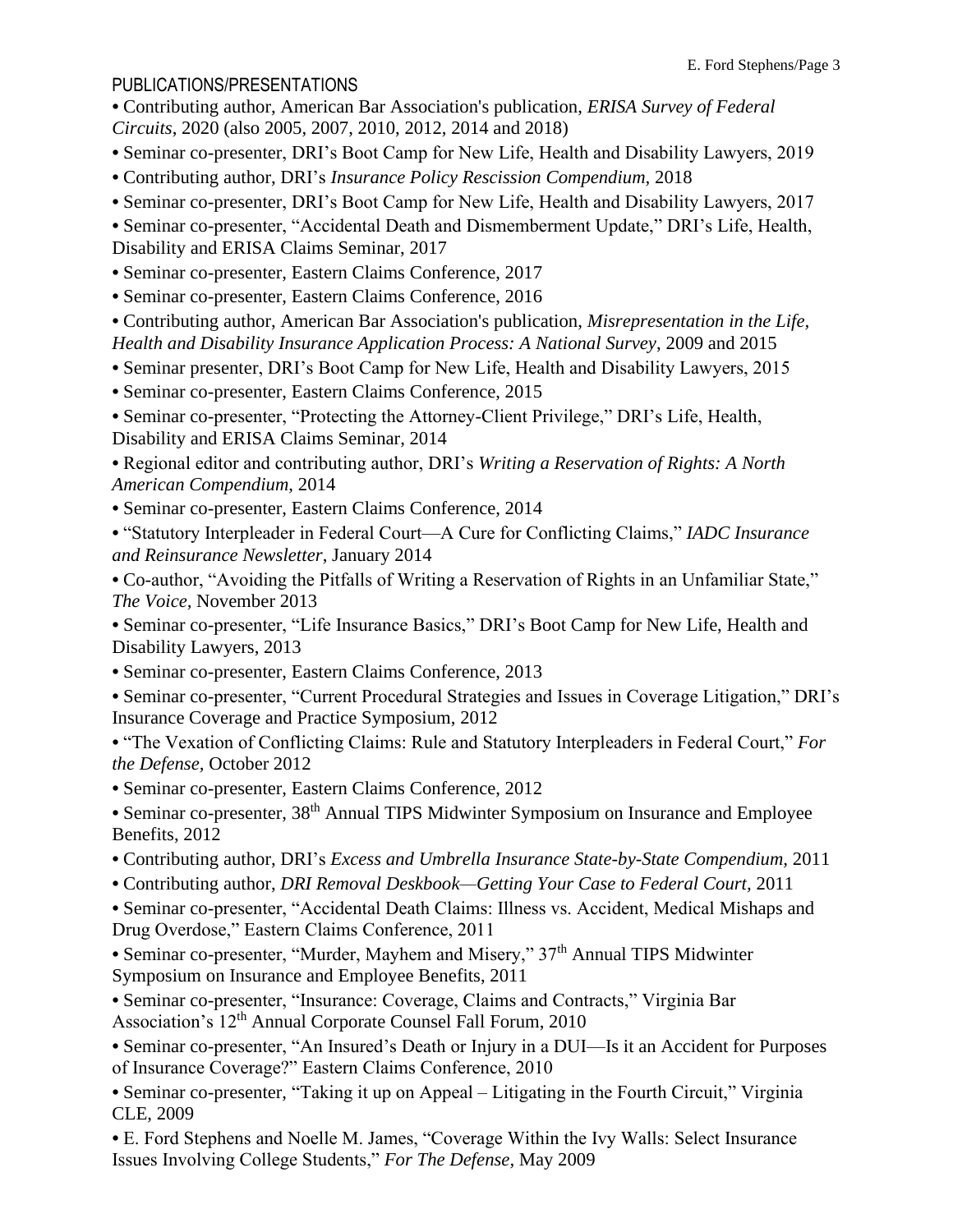## PUBLICATIONS/PRESENTATIONS

- Contributing author, American Bar Association's publication, *ERISA Survey of Federal Circuits*, 2020 (also 2005, 2007, 2010, 2012, 2014 and 2018)
- Seminar co-presenter, DRI's Boot Camp for New Life, Health and Disability Lawyers, 2019
- Contributing author, DRI's *Insurance Policy Rescission Compendium*, 2018
- Seminar co-presenter, DRI's Boot Camp for New Life, Health and Disability Lawyers, 2017
- Seminar co-presenter, "Accidental Death and Dismemberment Update," DRI's Life, Health, Disability and ERISA Claims Seminar, 2017
- Seminar co-presenter, Eastern Claims Conference, 2017
- Seminar co-presenter, Eastern Claims Conference, 2016
- Contributing author, American Bar Association's publication, *Misrepresentation in the Life, Health and Disability Insurance Application Process: A National Survey*, 2009 and 2015
- Seminar presenter, DRI's Boot Camp for New Life, Health and Disability Lawyers, 2015
- Seminar co-presenter, Eastern Claims Conference, 2015
- Seminar co-presenter, "Protecting the Attorney-Client Privilege," DRI's Life, Health, Disability and ERISA Claims Seminar, 2014
- Regional editor and contributing author, DRI's *Writing a Reservation of Rights: A North American Compendium*, 2014
- Seminar co-presenter, Eastern Claims Conference, 2014
- "Statutory Interpleader in Federal Court—A Cure for Conflicting Claims," *IADC Insurance and Reinsurance Newsletter*, January 2014
- Co-author, "Avoiding the Pitfalls of Writing a Reservation of Rights in an Unfamiliar State," *The Voice*, November 2013
- Seminar co-presenter, "Life Insurance Basics," DRI's Boot Camp for New Life, Health and Disability Lawyers, 2013
- Seminar co-presenter, Eastern Claims Conference, 2013
- Seminar co-presenter, "Current Procedural Strategies and Issues in Coverage Litigation," DRI's Insurance Coverage and Practice Symposium, 2012
- "The Vexation of Conflicting Claims: Rule and Statutory Interpleaders in Federal Court," *For the Defense*, October 2012
- Seminar co-presenter, Eastern Claims Conference, 2012
- Seminar co-presenter, 38th Annual TIPS Midwinter Symposium on Insurance and Employee Benefits, 2012
- Contributing author, DRI's *Excess and Umbrella Insurance State-by-State Compendium*, 2011
- Contributing author, *DRI Removal Deskbook—Getting Your Case to Federal Court*, 2011
- Seminar co-presenter, "Accidental Death Claims: Illness vs. Accident, Medical Mishaps and Drug Overdose," Eastern Claims Conference, 2011
- Seminar co-presenter, "Murder, Mayhem and Misery," 37th Annual TIPS Midwinter Symposium on Insurance and Employee Benefits, 2011
- Seminar co-presenter, "Insurance: Coverage, Claims and Contracts," Virginia Bar Association's 12th Annual Corporate Counsel Fall Forum, 2010
- Seminar co-presenter, "An Insured's Death or Injury in a DUI—Is it an Accident for Purposes of Insurance Coverage?" Eastern Claims Conference, 2010
- Seminar co-presenter, "Taking it up on Appeal – Litigating in the Fourth Circuit," Virginia CLE, 2009
- E. Ford Stephens and Noelle M. James, "Coverage Within the Ivy Walls: Select Insurance Issues Involving College Students," *For The Defense,* May 2009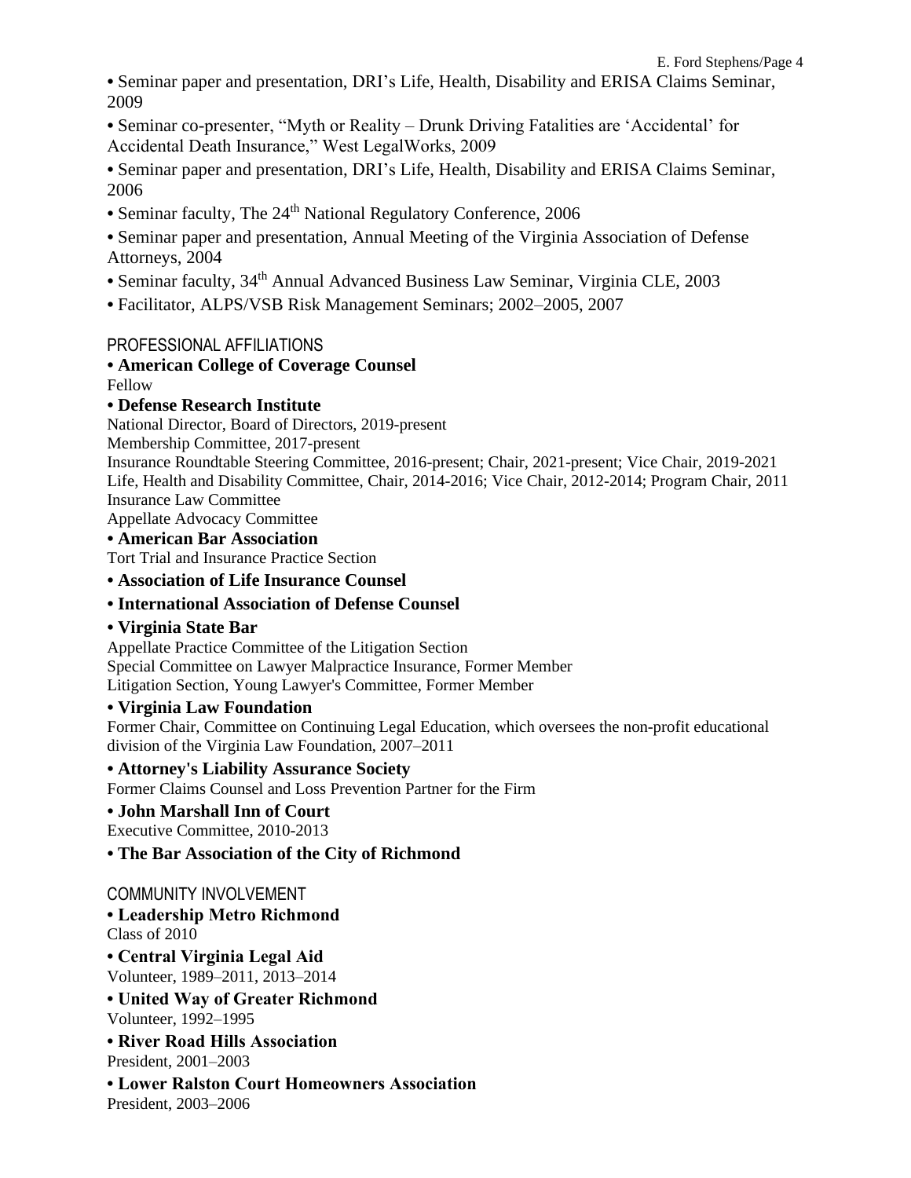• Seminar paper and presentation, DRI's Life, Health, Disability and ERISA Claims Seminar, 2009

• Seminar co-presenter, "Myth or Reality – Drunk Driving Fatalities are 'Accidental' for Accidental Death Insurance," West LegalWorks, 2009

• Seminar paper and presentation, DRI's Life, Health, Disability and ERISA Claims Seminar, 2006

• Seminar faculty, The 24th National Regulatory Conference, 2006

• Seminar paper and presentation, Annual Meeting of the Virginia Association of Defense Attorneys, 2004

• Seminar faculty, 34th Annual Advanced Business Law Seminar, Virginia CLE, 2003

• Facilitator, ALPS/VSB Risk Management Seminars; 2002–2005, 2007

## PROFESSIONAL AFFILIATIONS

**• American College of Coverage Counsel**
Fellow

**• Defense Research Institute**
National Director, Board of Directors, 2019-present
Membership Committee, 2017-present
Insurance Roundtable Steering Committee, 2016-present; Chair, 2021-present; Vice Chair, 2019-2021
Life, Health and Disability Committee, Chair, 2014-2016; Vice Chair, 2012-2014; Program Chair, 2011
Insurance Law Committee
Appellate Advocacy Committee

**• American Bar Association**
Tort Trial and Insurance Practice Section

**• Association of Life Insurance Counsel**

**• International Association of Defense Counsel**

**• Virginia State Bar**
Appellate Practice Committee of the Litigation Section
Special Committee on Lawyer Malpractice Insurance, Former Member
Litigation Section, Young Lawyer's Committee, Former Member

**• Virginia Law Foundation**
Former Chair, Committee on Continuing Legal Education, which oversees the non-profit educational division of the Virginia Law Foundation, 2007–2011

**• Attorney's Liability Assurance Society**
Former Claims Counsel and Loss Prevention Partner for the Firm

**• John Marshall Inn of Court**
Executive Committee, 2010-2013

**• The Bar Association of the City of Richmond**

## COMMUNITY INVOLVEMENT

**• Leadership Metro Richmond**
Class of 2010

**• Central Virginia Legal Aid**
Volunteer, 1989–2011, 2013–2014

**• United Way of Greater Richmond**
Volunteer, 1992–1995

**• River Road Hills Association**
President, 2001–2003

**• Lower Ralston Court Homeowners Association**
President, 2003–2006